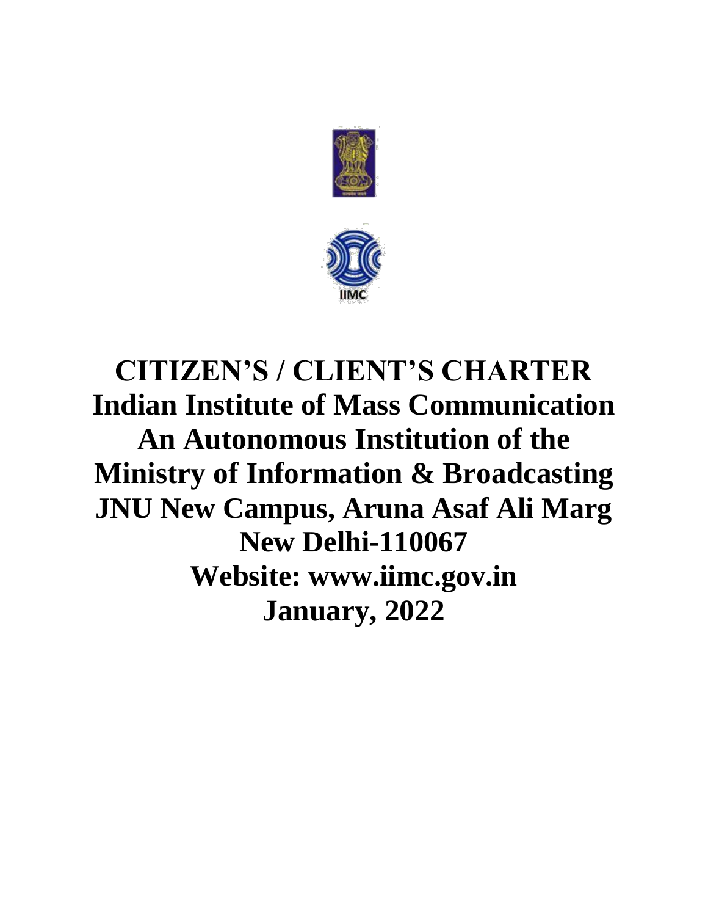# CITIZEN'S / CLIENT'S CHARTER

## Indian Institute of Mass Communication

## An Autonomous Institution of the Ministry of Information & Broadcasting

## JNU New Campus, Aruna Asaf Ali Marg

## New Delhi-110067

## Website: www.iimc.gov.in

## January, 2022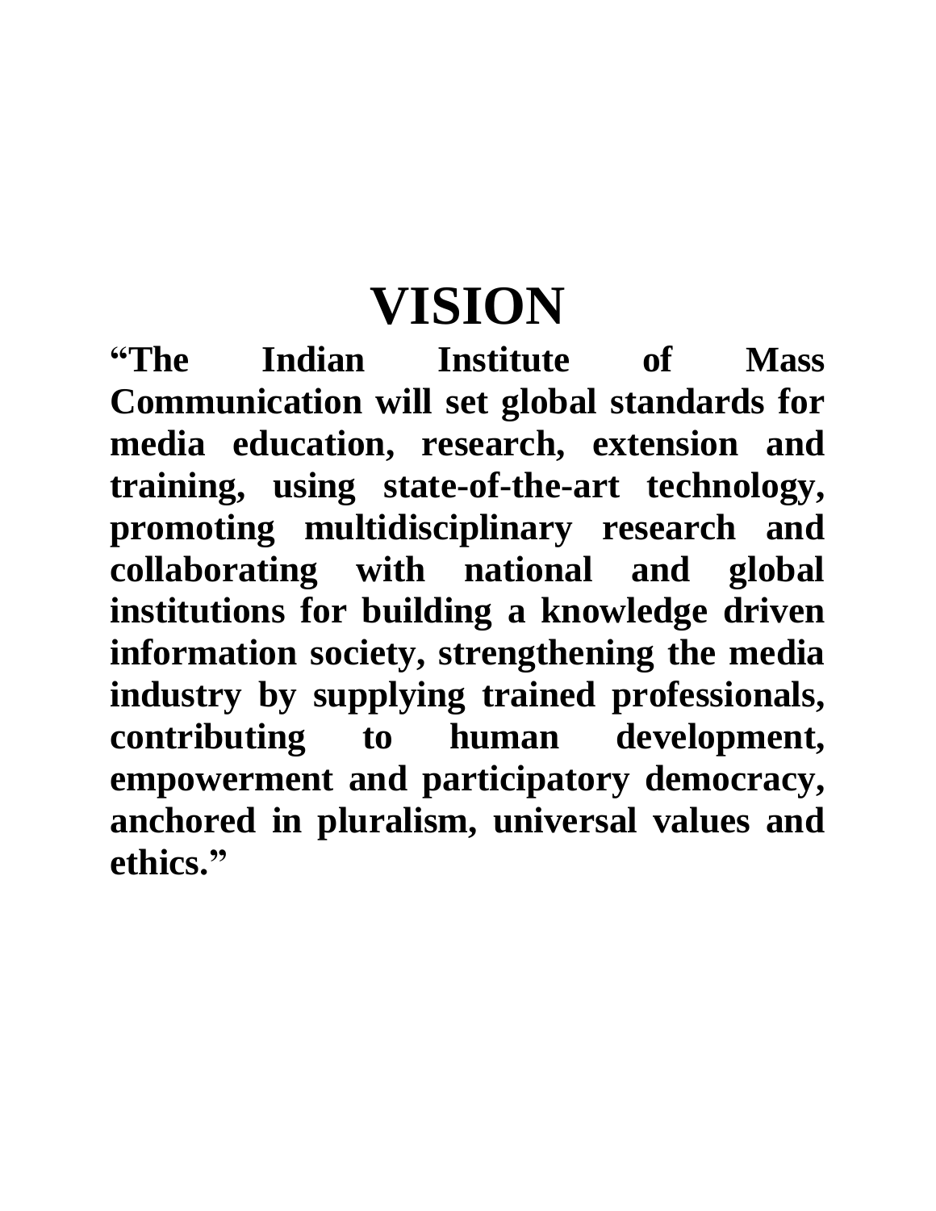# VISION

**"The Indian Institute of Mass Communication will set global standards for media education, research, extension and training, using state-of-the-art technology, promoting multidisciplinary research and collaborating with national and global institutions for building a knowledge driven information society, strengthening the media industry by supplying trained professionals, contributing to human development, empowerment and participatory democracy, anchored in pluralism, universal values and ethics."**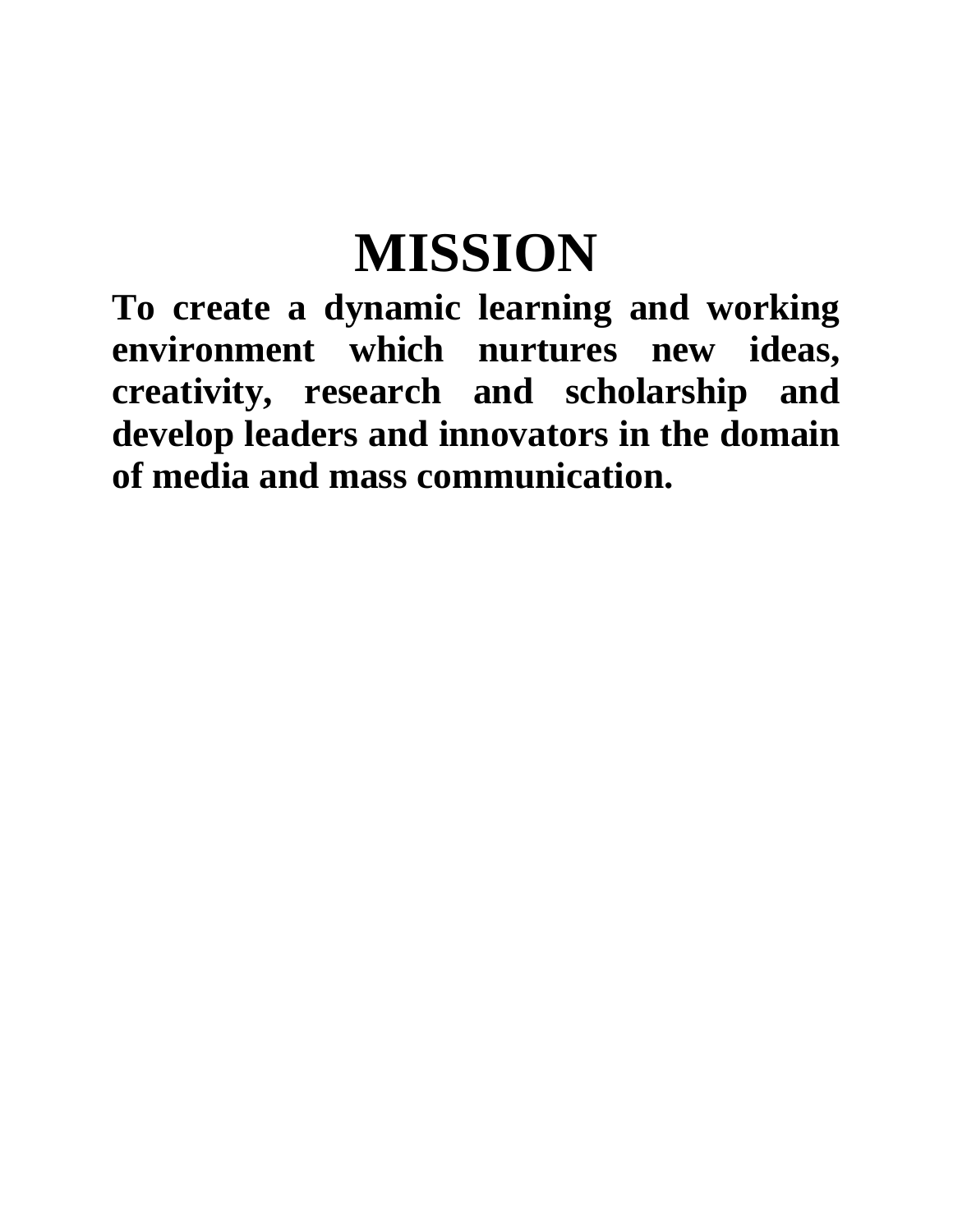# MISSION

**To create a dynamic learning and working environment which nurtures new ideas, creativity, research and scholarship and develop leaders and innovators in the domain of media and mass communication.**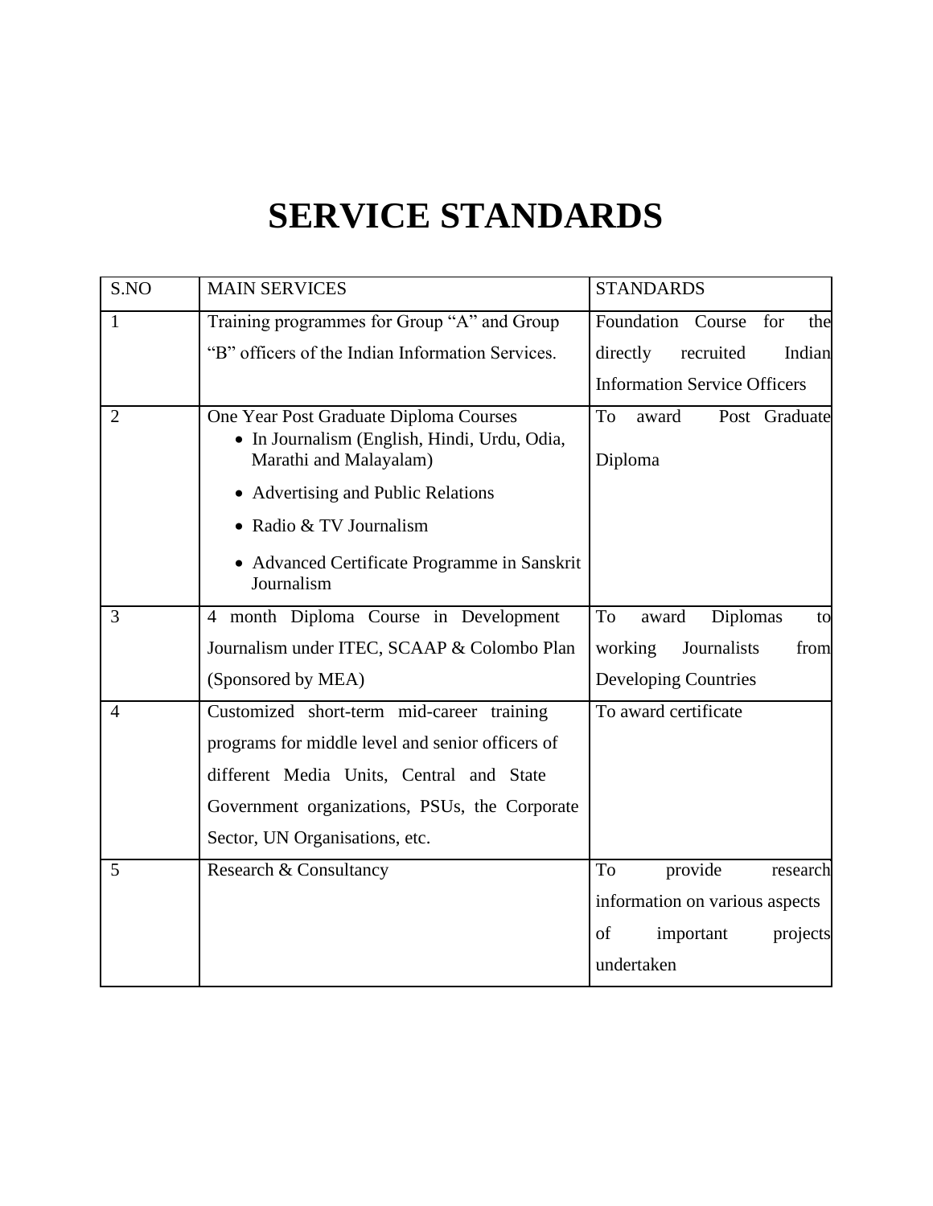# SERVICE STANDARDS

| S.NO | MAIN SERVICES | STANDARDS |
|---|---|---|
| 1 | Training programmes for Group "A" and Group "B" officers of the Indian Information Services. | Foundation Course for the directly recruited Indian Information Service Officers |
| 2 | One Year Post Graduate Diploma Courses<br>• In Journalism (English, Hindi, Urdu, Odia, Marathi and Malayalam)<br>• Advertising and Public Relations<br>• Radio & TV Journalism<br>• Advanced Certificate Programme in Sanskrit Journalism | To award Post Graduate Diploma |
| 3 | 4 month Diploma Course in Development Journalism under ITEC, SCAAP & Colombo Plan (Sponsored by MEA) | To award Diplomas to working Journalists from Developing Countries |
| 4 | Customized short-term mid-career training programs for middle level and senior officers of different Media Units, Central and State Government organizations, PSUs, the Corporate Sector, UN Organisations, etc. | To award certificate |
| 5 | Research & Consultancy | To provide research information on various aspects of important projects undertaken |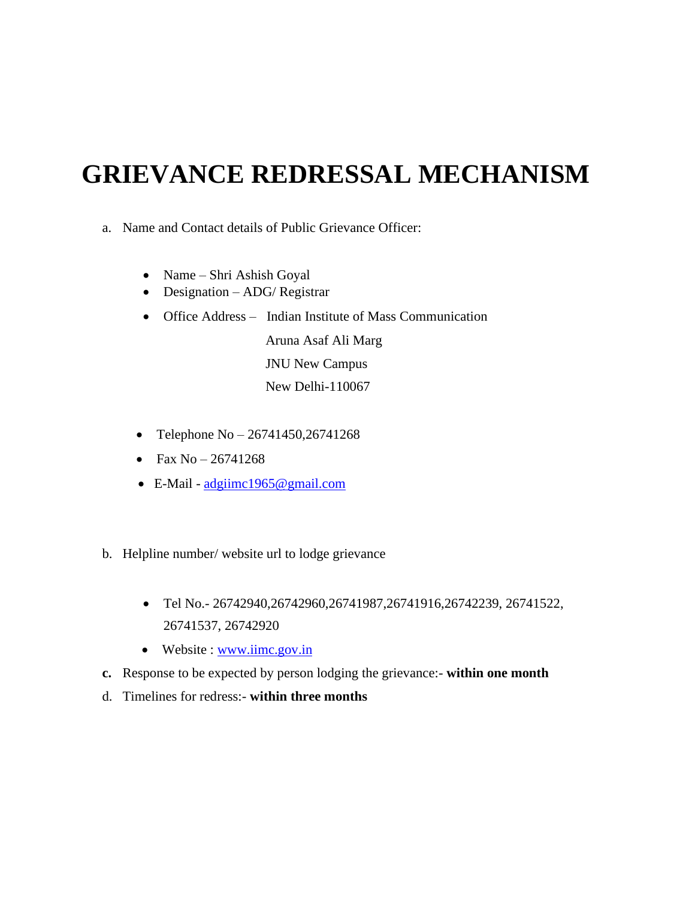# GRIEVANCE REDRESSAL MECHANISM

a. Name and Contact details of Public Grievance Officer:

- Name – Shri Ashish Goyal
- Designation – ADG/ Registrar
- Office Address – Indian Institute of Mass Communication
  Aruna Asaf Ali Marg
  JNU New Campus
  New Delhi-110067

- Telephone No – 26741450,26741268
- Fax No – 26741268
- E-Mail - adgiimc1965@gmail.com

b. Helpline number/ website url to lodge grievance

- Tel No.- 26742940,26742960,26741987,26741916,26742239, 26741522, 26741537, 26742920
- Website : www.iimc.gov.in

**c.** Response to be expected by person lodging the grievance:- **within one month**

d. Timelines for redress:- **within three months**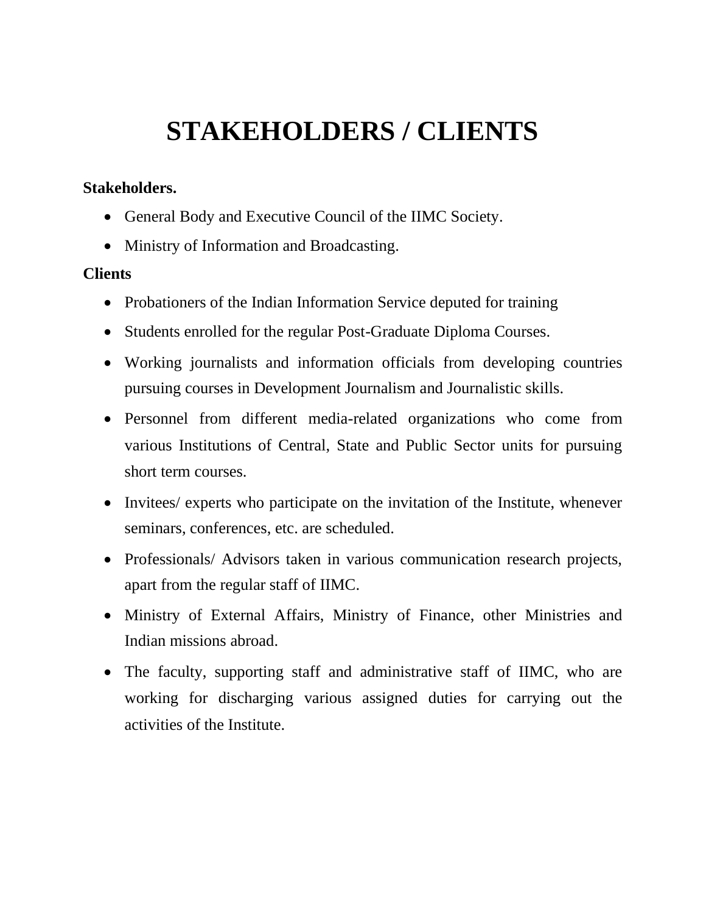# STAKEHOLDERS / CLIENTS

**Stakeholders.**

- General Body and Executive Council of the IIMC Society.
- Ministry of Information and Broadcasting.

**Clients**

- Probationers of the Indian Information Service deputed for training
- Students enrolled for the regular Post-Graduate Diploma Courses.
- Working journalists and information officials from developing countries pursuing courses in Development Journalism and Journalistic skills.
- Personnel from different media-related organizations who come from various Institutions of Central, State and Public Sector units for pursuing short term courses.
- Invitees/ experts who participate on the invitation of the Institute, whenever seminars, conferences, etc. are scheduled.
- Professionals/ Advisors taken in various communication research projects, apart from the regular staff of IIMC.
- Ministry of External Affairs, Ministry of Finance, other Ministries and Indian missions abroad.
- The faculty, supporting staff and administrative staff of IIMC, who are working for discharging various assigned duties for carrying out the activities of the Institute.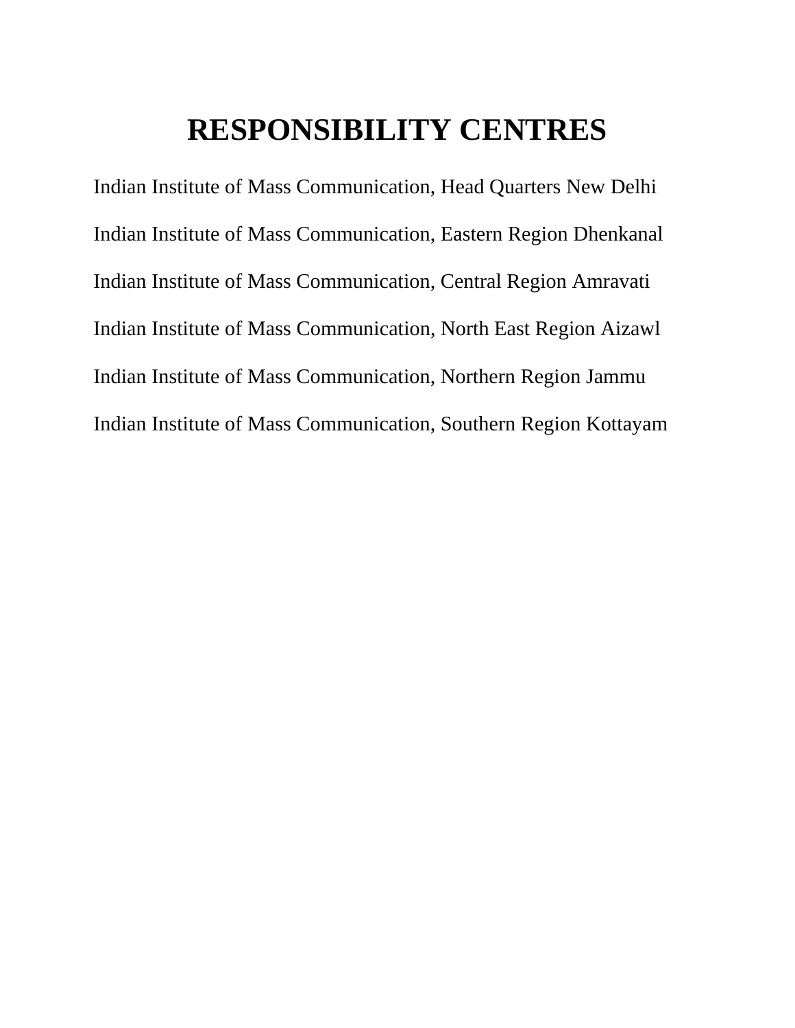# RESPONSIBILITY CENTRES

Indian Institute of Mass Communication, Head Quarters New Delhi

Indian Institute of Mass Communication, Eastern Region Dhenkanal

Indian Institute of Mass Communication, Central Region Amravati

Indian Institute of Mass Communication, North East Region Aizawl

Indian Institute of Mass Communication, Northern Region Jammu

Indian Institute of Mass Communication, Southern Region Kottayam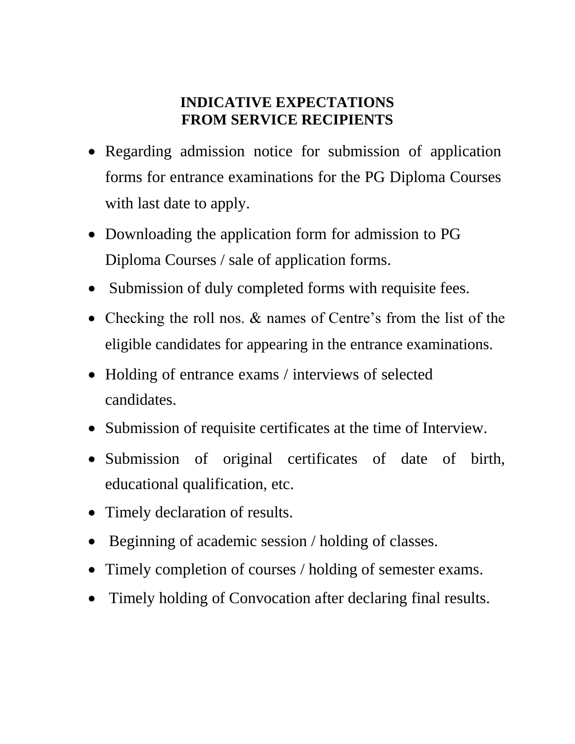# INDICATIVE EXPECTATIONS FROM SERVICE RECIPIENTS

- Regarding admission notice for submission of application forms for entrance examinations for the PG Diploma Courses with last date to apply.
- Downloading the application form for admission to PG Diploma Courses / sale of application forms.
- Submission of duly completed forms with requisite fees.
- Checking the roll nos. & names of Centre's from the list of the eligible candidates for appearing in the entrance examinations.
- Holding of entrance exams / interviews of selected candidates.
- Submission of requisite certificates at the time of Interview.
- Submission of original certificates of date of birth, educational qualification, etc.
- Timely declaration of results.
- Beginning of academic session / holding of classes.
- Timely completion of courses / holding of semester exams.
- Timely holding of Convocation after declaring final results.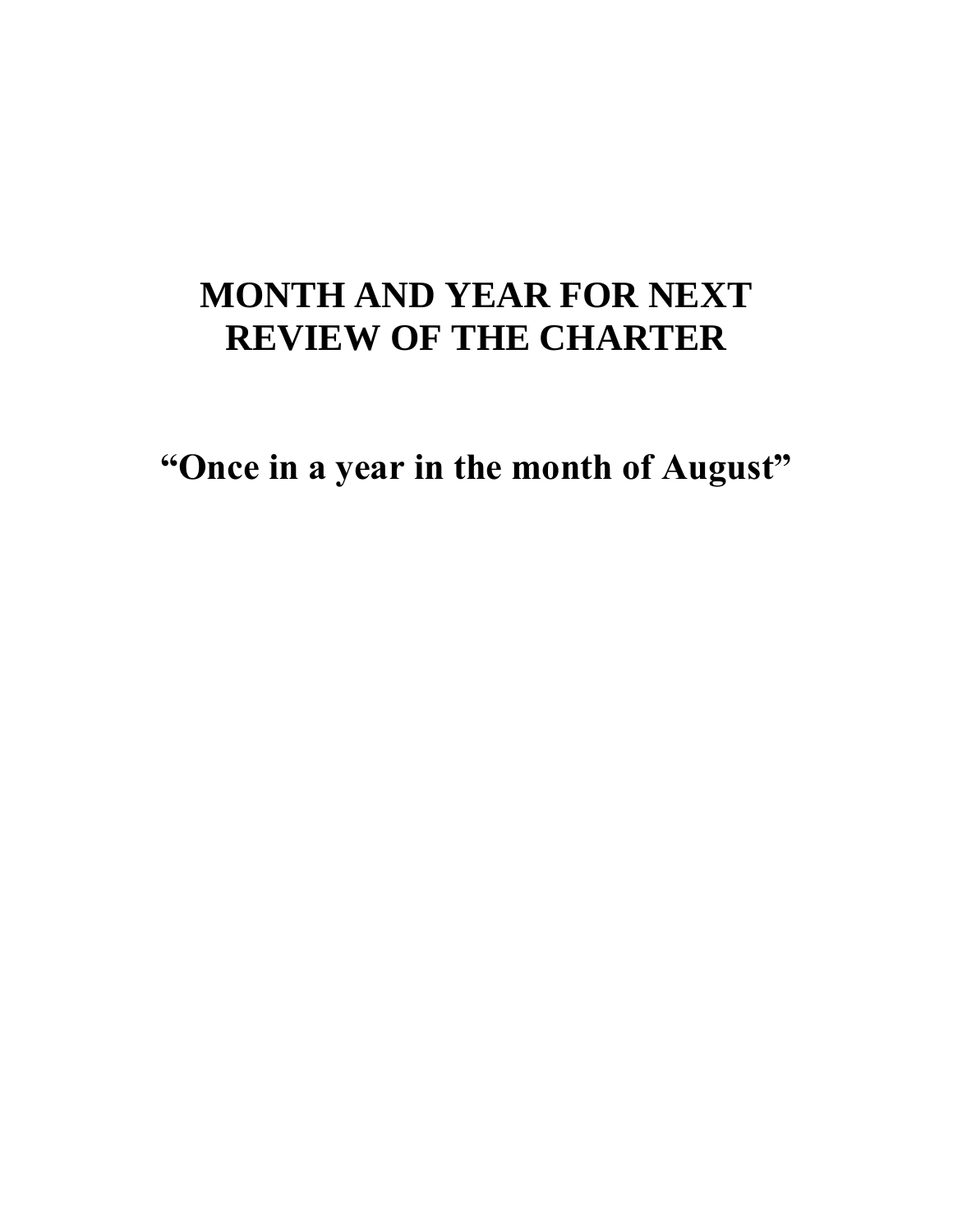# MONTH AND YEAR FOR NEXT REVIEW OF THE CHARTER

## “Once in a year in the month of August”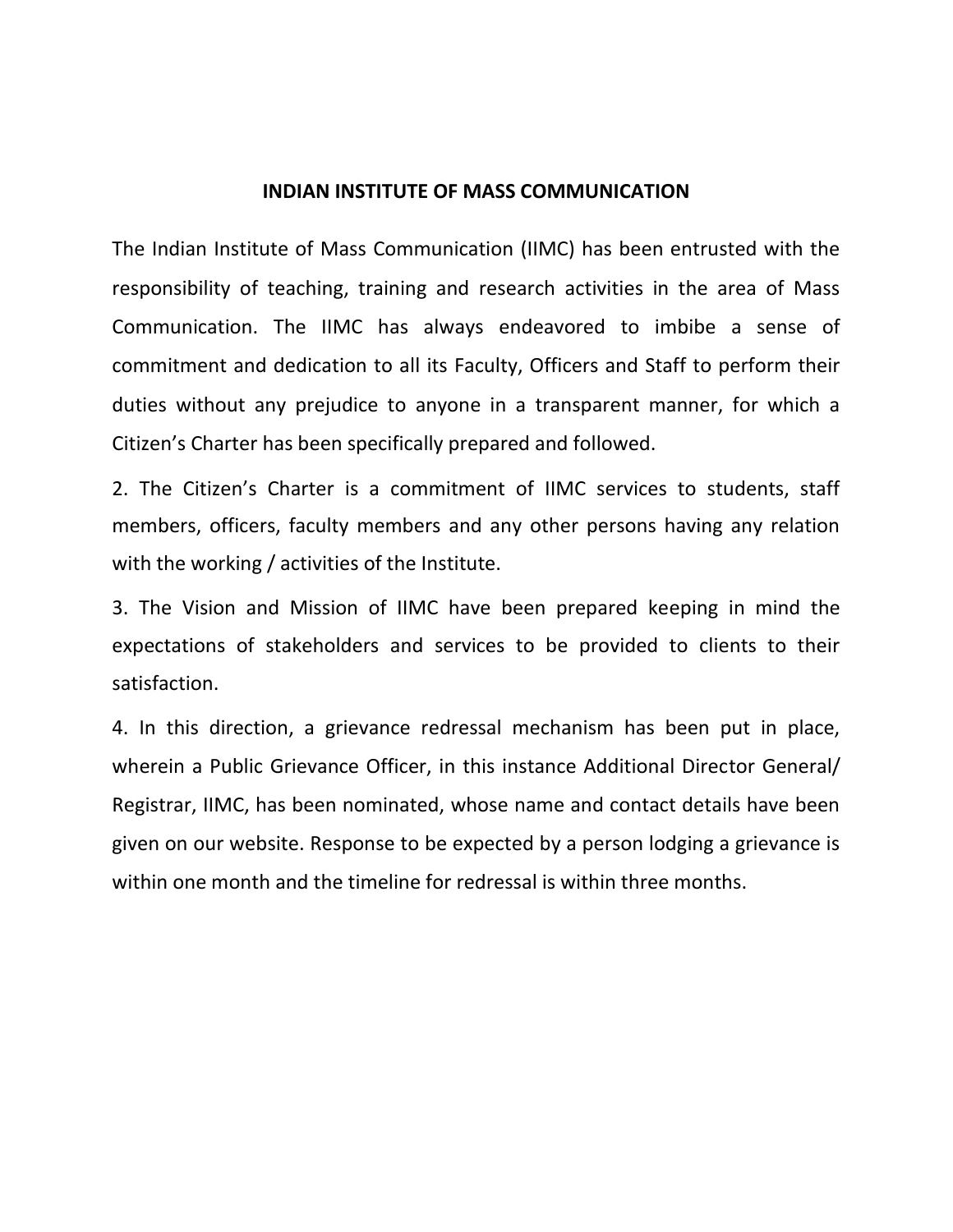# INDIAN INSTITUTE OF MASS COMMUNICATION

The Indian Institute of Mass Communication (IIMC) has been entrusted with the responsibility of teaching, training and research activities in the area of Mass Communication. The IIMC has always endeavored to imbibe a sense of commitment and dedication to all its Faculty, Officers and Staff to perform their duties without any prejudice to anyone in a transparent manner, for which a Citizen's Charter has been specifically prepared and followed.

2. The Citizen's Charter is a commitment of IIMC services to students, staff members, officers, faculty members and any other persons having any relation with the working / activities of the Institute.

3. The Vision and Mission of IIMC have been prepared keeping in mind the expectations of stakeholders and services to be provided to clients to their satisfaction.

4. In this direction, a grievance redressal mechanism has been put in place, wherein a Public Grievance Officer, in this instance Additional Director General/ Registrar, IIMC, has been nominated, whose name and contact details have been given on our website. Response to be expected by a person lodging a grievance is within one month and the timeline for redressal is within three months.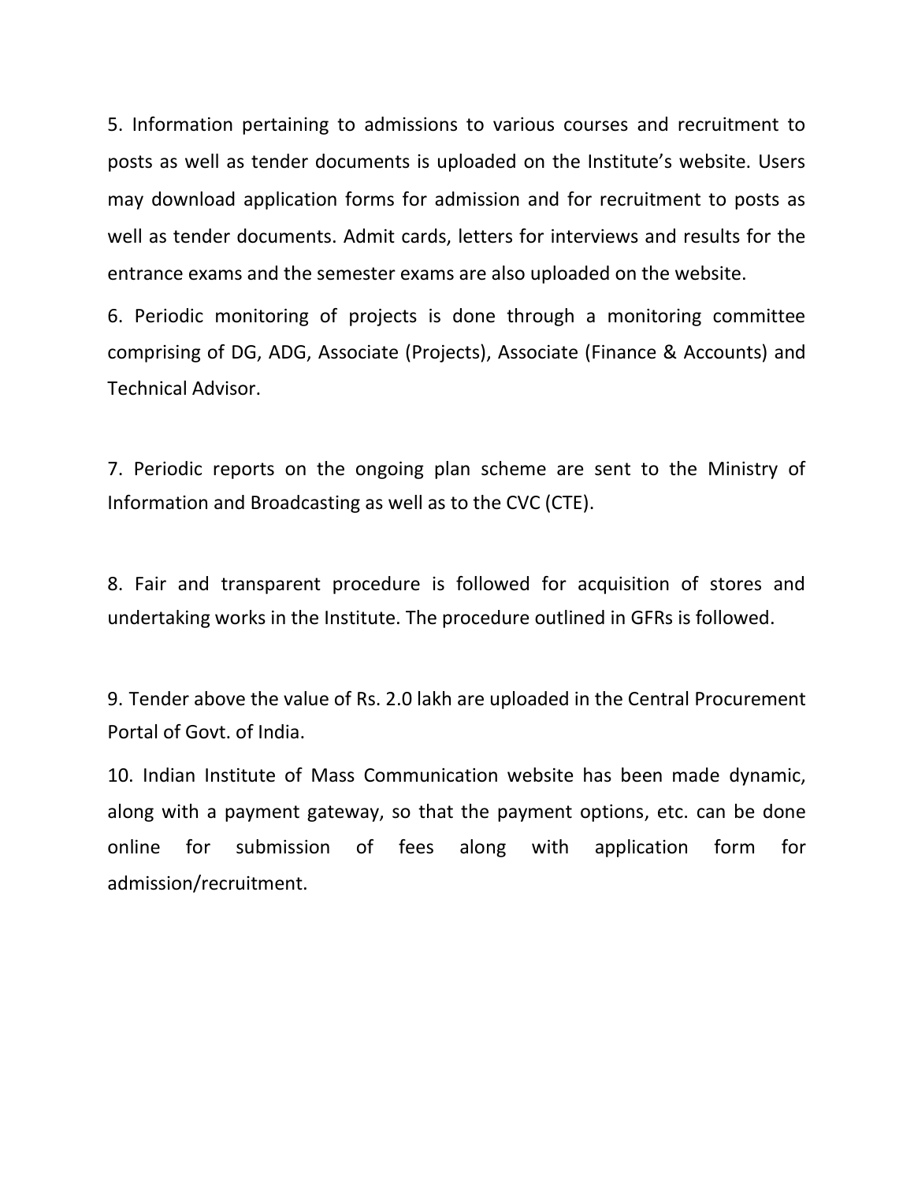5. Information pertaining to admissions to various courses and recruitment to posts as well as tender documents is uploaded on the Institute's website. Users may download application forms for admission and for recruitment to posts as well as tender documents. Admit cards, letters for interviews and results for the entrance exams and the semester exams are also uploaded on the website.

6. Periodic monitoring of projects is done through a monitoring committee comprising of DG, ADG, Associate (Projects), Associate (Finance & Accounts) and Technical Advisor.

7. Periodic reports on the ongoing plan scheme are sent to the Ministry of Information and Broadcasting as well as to the CVC (CTE).

8. Fair and transparent procedure is followed for acquisition of stores and undertaking works in the Institute. The procedure outlined in GFRs is followed.

9. Tender above the value of Rs. 2.0 lakh are uploaded in the Central Procurement Portal of Govt. of India.

10. Indian Institute of Mass Communication website has been made dynamic, along with a payment gateway, so that the payment options, etc. can be done online for submission of fees along with application form for admission/recruitment.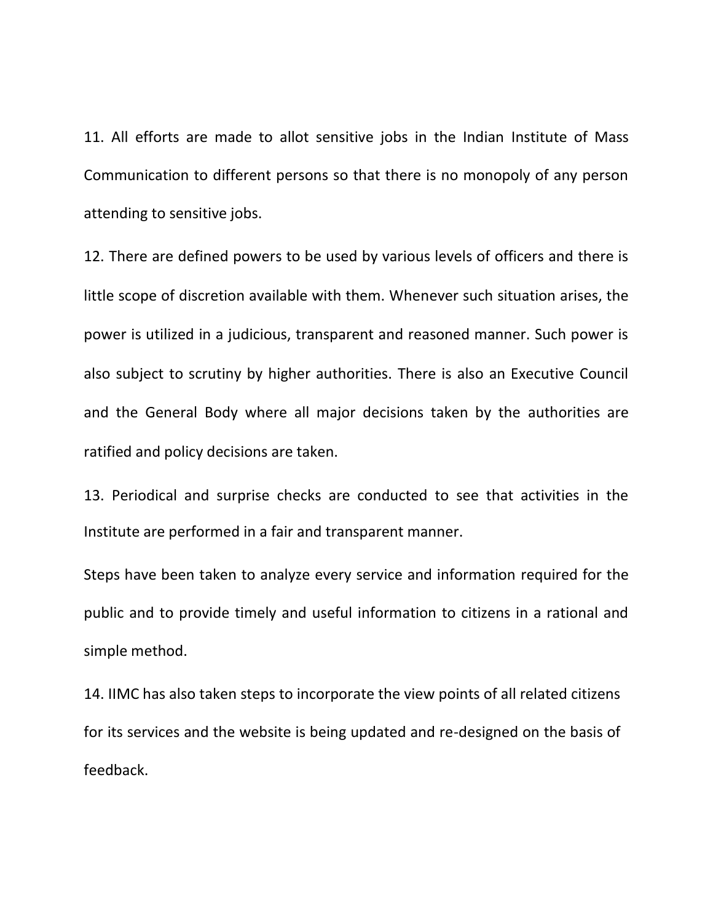11. All efforts are made to allot sensitive jobs in the Indian Institute of Mass Communication to different persons so that there is no monopoly of any person attending to sensitive jobs.

12. There are defined powers to be used by various levels of officers and there is little scope of discretion available with them. Whenever such situation arises, the power is utilized in a judicious, transparent and reasoned manner. Such power is also subject to scrutiny by higher authorities. There is also an Executive Council and the General Body where all major decisions taken by the authorities are ratified and policy decisions are taken.

13. Periodical and surprise checks are conducted to see that activities in the Institute are performed in a fair and transparent manner.

Steps have been taken to analyze every service and information required for the public and to provide timely and useful information to citizens in a rational and simple method.

14. IIMC has also taken steps to incorporate the view points of all related citizens for its services and the website is being updated and re-designed on the basis of feedback.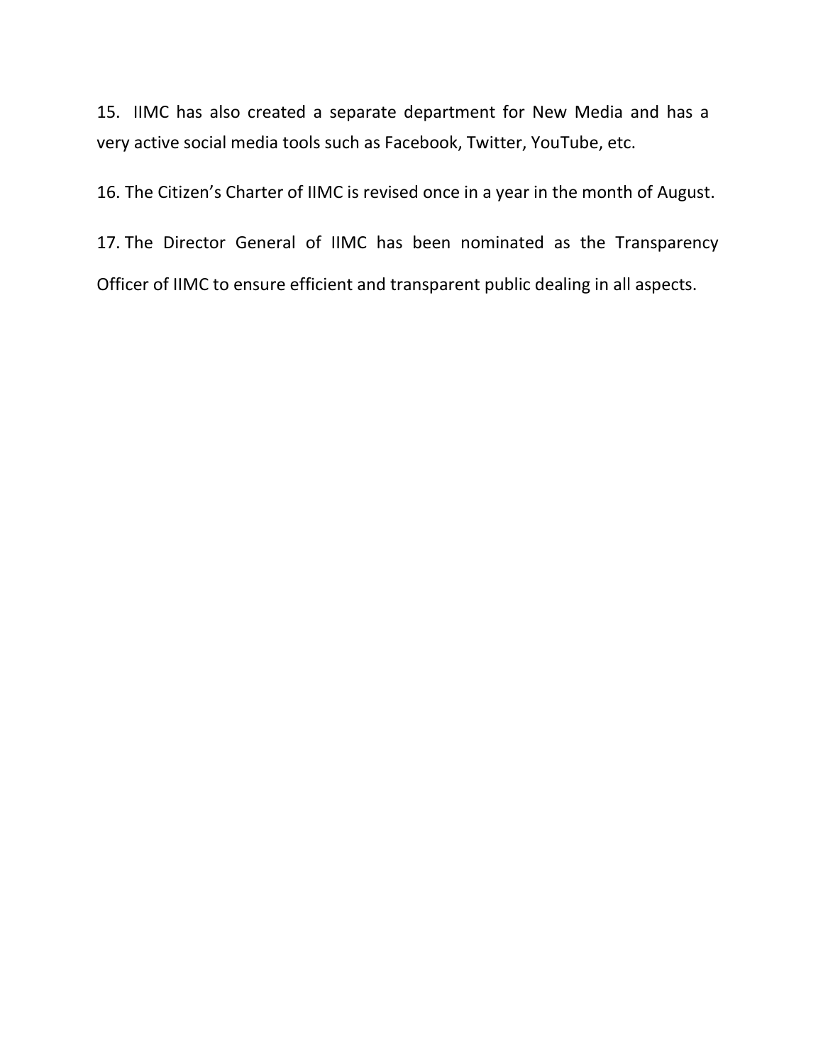15. IIMC has also created a separate department for New Media and has a very active social media tools such as Facebook, Twitter, YouTube, etc.

16. The Citizen's Charter of IIMC is revised once in a year in the month of August.

17. The Director General of IIMC has been nominated as the Transparency Officer of IIMC to ensure efficient and transparent public dealing in all aspects.